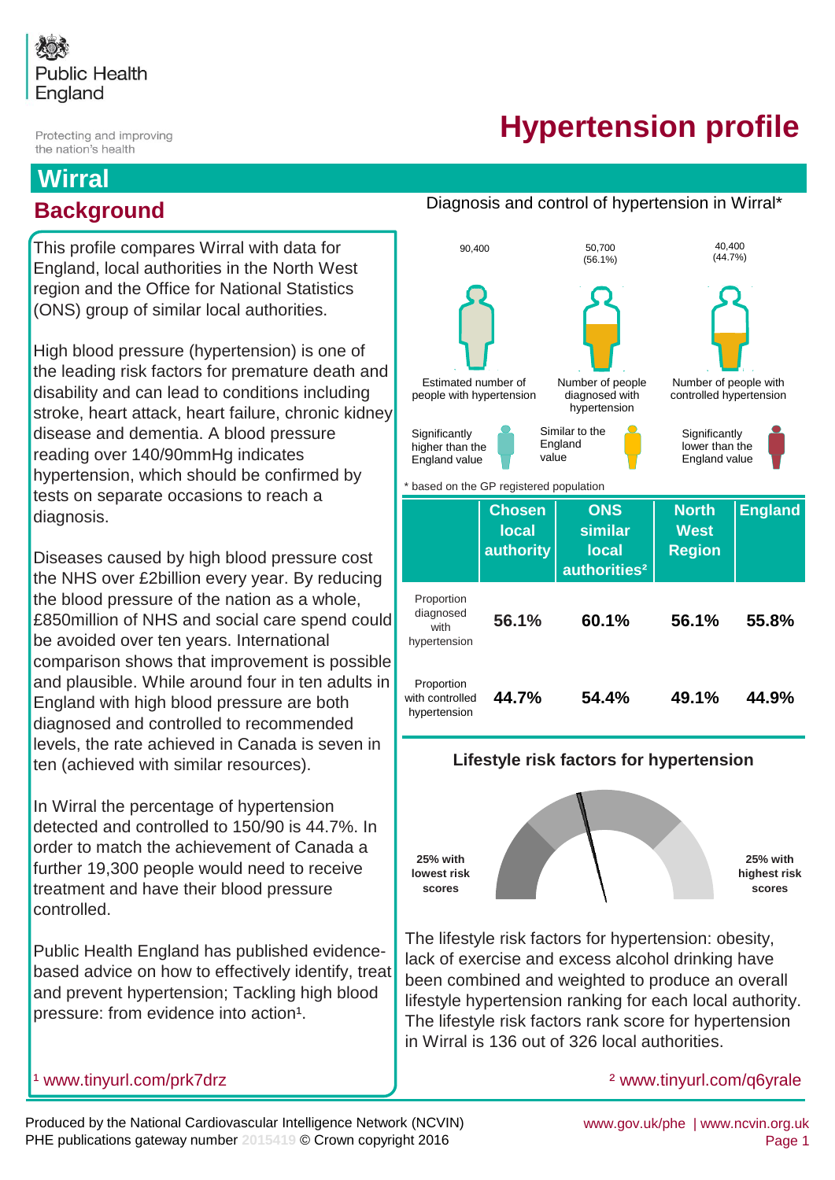Public Health England

Protecting and improving the nation's health

# Hypertension profile

## Wirral

## Background

This profile compares Wirral with data for England, local authorities in the North West region and the Office for National Statistics (ONS) group of similar local authorities.

High blood pressure (hypertension) is one of the leading risk factors for premature death and disability and can lead to conditions including stroke, heart attack, heart failure, chronic kidney disease and dementia. A blood pressure reading over 140/90mmHg indicates hypertension, which should be confirmed by tests on separate occasions to reach a diagnosis.

Diseases caused by high blood pressure cost the NHS over £2billion every year. By reducing the blood pressure of the nation as a whole, £850million of NHS and social care spend could be avoided over ten years. International comparison shows that improvement is possible and plausible. While around four in ten adults in England with high blood pressure are both diagnosed and controlled to recommended levels, the rate achieved in Canada is seven in ten (achieved with similar resources).

In Wirral the percentage of hypertension detected and controlled to 150/90 is 44.7%. In order to match the achievement of Canada a further 19,300 people would need to receive treatment and have their blood pressure controlled.

Public Health England has published evidence-based advice on how to effectively identify, treat and prevent hypertension; Tackling high blood pressure: from evidence into action[1].

[1] www.tinyurl.com/prk7drz

### Diagnosis and control of hypertension in Wirral*

| Estimated number of people with hypertension | Number of people diagnosed with hypertension | Number of people with controlled hypertension |
|---|---|---|
| 90,400 | 50,700 (56.1%) | 40,400 (44.7%) |

Significantly higher than the England value | Similar to the England value | Significantly lower than the England value

\* based on the GP registered population

| | Chosen local authority | ONS similar local authorities[2] | North West Region | England |
|---|---|---|---|---|
| Proportion diagnosed with hypertension | 56.1% | 60.1% | 56.1% | 55.8% |
| Proportion with controlled hypertension | 44.7% | 54.4% | 49.1% | 44.9% |

### Lifestyle risk factors for hypertension

25% with lowest risk scores | 25% with highest risk scores

The lifestyle risk factors for hypertension: obesity, lack of exercise and excess alcohol drinking have been combined and weighted to produce an overall lifestyle hypertension ranking for each local authority. The lifestyle risk factors rank score for hypertension in Wirral is 136 out of 326 local authorities.

[2] www.tinyurl.com/q6yrale

Produced by the National Cardiovascular Intelligence Network (NCVIN)
PHE publications gateway number 2015419 © Crown copyright 2016

www.gov.uk/phe | www.ncvin.org.uk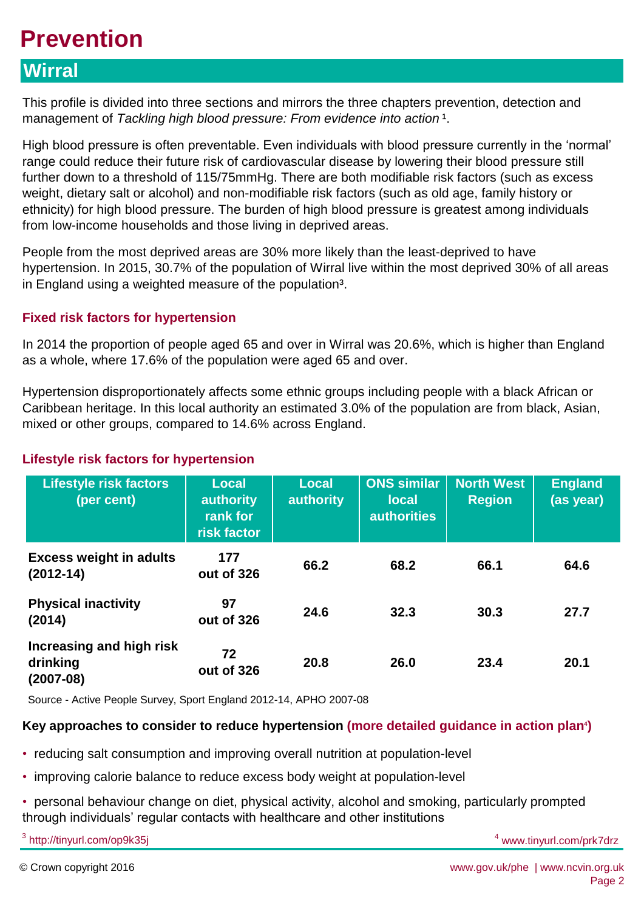# Prevention

## Wirral

This profile is divided into three sections and mirrors the three chapters prevention, detection and management of *Tackling high blood pressure: From evidence into action* [1].

High blood pressure is often preventable. Even individuals with blood pressure currently in the 'normal' range could reduce their future risk of cardiovascular disease by lowering their blood pressure still further down to a threshold of 115/75mmHg. There are both modifiable risk factors (such as excess weight, dietary salt or alcohol) and non-modifiable risk factors (such as old age, family history or ethnicity) for high blood pressure. The burden of high blood pressure is greatest among individuals from low-income households and those living in deprived areas.

People from the most deprived areas are 30% more likely than the least-deprived to have hypertension. In 2015, 30.7% of the population of Wirral live within the most deprived 30% of all areas in England using a weighted measure of the population[3].

### Fixed risk factors for hypertension

In 2014 the proportion of people aged 65 and over in Wirral was 20.6%, which is higher than England as a whole, where 17.6% of the population were aged 65 and over.

Hypertension disproportionately affects some ethnic groups including people with a black African or Caribbean heritage. In this local authority an estimated 3.0% of the population are from black, Asian, mixed or other groups, compared to 14.6% across England.

### Lifestyle risk factors for hypertension

| Lifestyle risk factors (per cent) | Local authority rank for risk factor | Local authority | ONS similar local authorities | North West Region | England (as year) |
|---|---|---|---|---|---|
| **Excess weight in adults (2012-14)** | 177 out of 326 | 66.2 | 68.2 | 66.1 | 64.6 |
| **Physical inactivity (2014)** | 97 out of 326 | 24.6 | 32.3 | 30.3 | 27.7 |
| **Increasing and high risk drinking (2007-08)** | 72 out of 326 | 20.8 | 26.0 | 23.4 | 20.1 |

Source - Active People Survey, Sport England 2012-14, APHO 2007-08

**Key approaches to consider to reduce hypertension (more detailed guidance in action plan[4])**

- reducing salt consumption and improving overall nutrition at population-level
- improving calorie balance to reduce excess body weight at population-level
- personal behaviour change on diet, physical activity, alcohol and smoking, particularly prompted through individuals' regular contacts with healthcare and other institutions

[3] http://tinyurl.com/op9k35j

[4] www.tinyurl.com/prk7drz

© Crown copyright 2016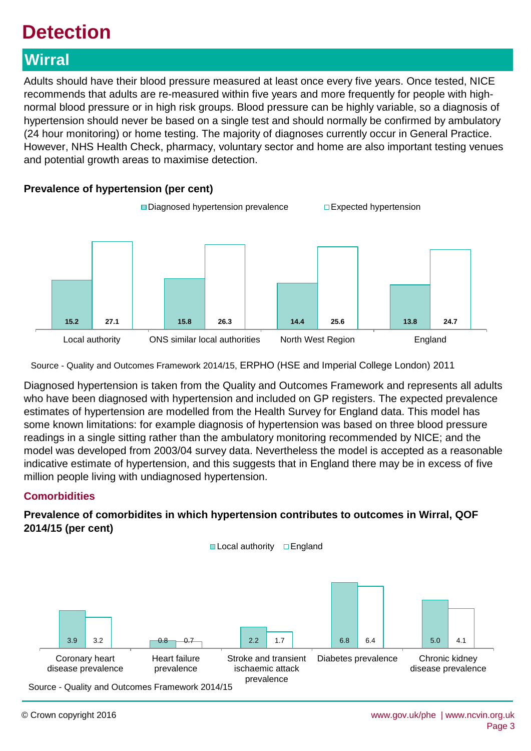# Detection

## Wirral

Adults should have their blood pressure measured at least once every five years. Once tested, NICE recommends that adults are re-measured within five years and more frequently for people with high-normal blood pressure or in high risk groups. Blood pressure can be highly variable, so a diagnosis of hypertension should never be based on a single test and should normally be confirmed by ambulatory (24 hour monitoring) or home testing. The majority of diagnoses currently occur in General Practice. However, NHS Health Check, pharmacy, voluntary sector and home are also important testing venues and potential growth areas to maximise detection.

**Prevalence of hypertension (per cent)**

| | Diagnosed hypertension prevalence | Expected hypertension |
|---|---|---|
| Local authority | 15.2 | 27.1 |
| ONS similar local authorities | 15.8 | 26.3 |
| North West Region | 14.4 | 25.6 |
| England | 13.8 | 24.7 |

Source - Quality and Outcomes Framework 2014/15, ERPHO (HSE and Imperial College London) 2011

Diagnosed hypertension is taken from the Quality and Outcomes Framework and represents all adults who have been diagnosed with hypertension and included on GP registers. The expected prevalence estimates of hypertension are modelled from the Health Survey for England data. This model has some known limitations: for example diagnosis of hypertension was based on three blood pressure readings in a single sitting rather than the ambulatory monitoring recommended by NICE; and the model was developed from 2003/04 survey data. Nevertheless the model is accepted as a reasonable indicative estimate of hypertension, and this suggests that in England there may be in excess of five million people living with undiagnosed hypertension.

### Comorbidities

**Prevalence of comorbidites in which hypertension contributes to outcomes in Wirral, QOF 2014/15 (per cent)**

| | Local authority | England |
|---|---|---|
| Coronary heart disease prevalence | 3.9 | 3.2 |
| Heart failure prevalence | 0.8 | 0.7 |
| Stroke and transient ischaemic attack prevalence | 2.2 | 1.7 |
| Diabetes prevalence | 6.8 | 6.4 |
| Chronic kidney disease prevalence | 5.0 | 4.1 |

Source - Quality and Outcomes Framework 2014/15

© Crown copyright 2016

www.gov.uk/phe | www.ncvin.org.uk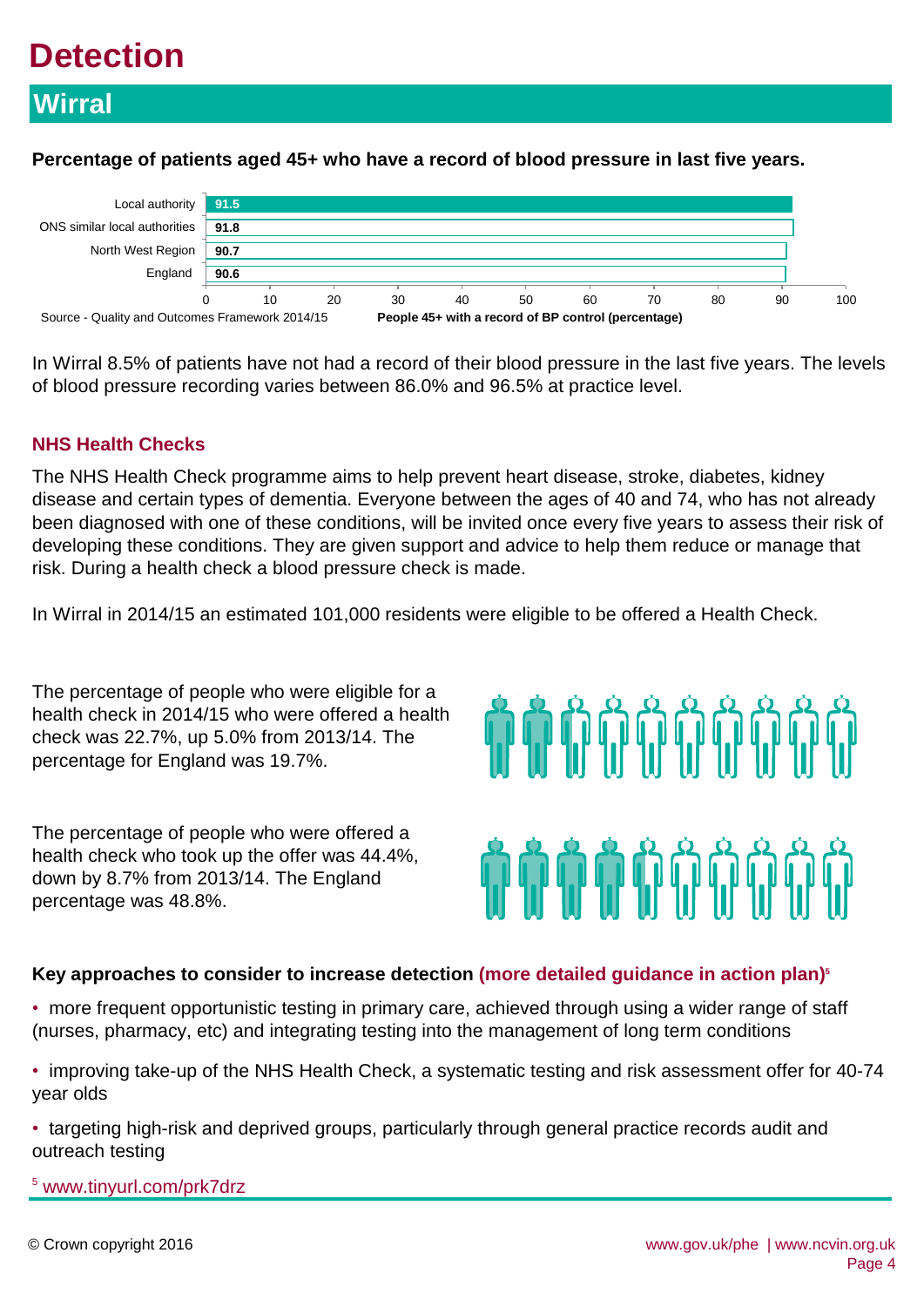# Detection

## Wirral

**Percentage of patients aged 45+ who have a record of blood pressure in last five years.**

| | People 45+ with a record of BP control (percentage) |
|---|---|
| Local authority | 91.5 |
| ONS similar local authorities | 91.8 |
| North West Region | 90.7 |
| England | 90.6 |

Source - Quality and Outcomes Framework 2014/15

In Wirral 8.5% of patients have not had a record of their blood pressure in the last five years. The levels of blood pressure recording varies between 86.0% and 96.5% at practice level.

### NHS Health Checks

The NHS Health Check programme aims to help prevent heart disease, stroke, diabetes, kidney disease and certain types of dementia. Everyone between the ages of 40 and 74, who has not already been diagnosed with one of these conditions, will be invited once every five years to assess their risk of developing these conditions. They are given support and advice to help them reduce or manage that risk. During a health check a blood pressure check is made.

In Wirral in 2014/15 an estimated 101,000 residents were eligible to be offered a Health Check.

The percentage of people who were eligible for a health check in 2014/15 who were offered a health check was 22.7%, up 5.0% from 2013/14. The percentage for England was 19.7%.

The percentage of people who were offered a health check who took up the offer was 44.4%, down by 8.7% from 2013/14. The England percentage was 48.8%.

**Key approaches to consider to increase detection (more detailed guidance in action plan)[5]**

- more frequent opportunistic testing in primary care, achieved through using a wider range of staff (nurses, pharmacy, etc) and integrating testing into the management of long term conditions
- improving take-up of the NHS Health Check, a systematic testing and risk assessment offer for 40-74 year olds
- targeting high-risk and deprived groups, particularly through general practice records audit and outreach testing

[5] www.tinyurl.com/prk7drz

© Crown copyright 2016

www.gov.uk/phe | www.ncvin.org.uk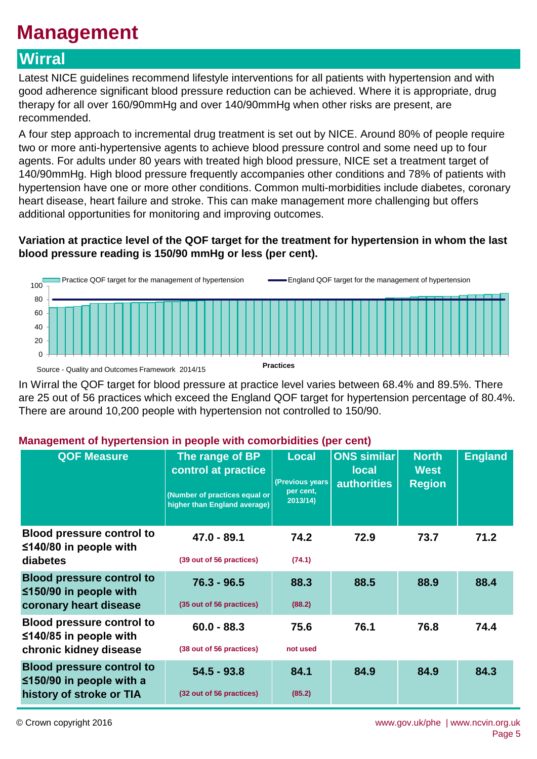# Management

## Wirral

Latest NICE guidelines recommend lifestyle interventions for all patients with hypertension and with good adherence significant blood pressure reduction can be achieved. Where it is appropriate, drug therapy for all over 160/90mmHg and over 140/90mmHg when other risks are present, are recommended.

A four step approach to incremental drug treatment is set out by NICE. Around 80% of people require two or more anti-hypertensive agents to achieve blood pressure control and some need up to four agents. For adults under 80 years with treated high blood pressure, NICE set a treatment target of 140/90mmHg. High blood pressure frequently accompanies other conditions and 78% of patients with hypertension have one or more other conditions. Common multi-morbidities include diabetes, coronary heart disease, heart failure and stroke. This can make management more challenging but offers additional opportunities for monitoring and improving outcomes.

**Variation at practice level of the QOF target for the treatment for hypertension in whom the last blood pressure reading is 150/90 mmHg or less (per cent).**

Source - Quality and Outcomes Framework 2014/15

In Wirral the QOF target for blood pressure at practice level varies between 68.4% and 89.5%. There are 25 out of 56 practices which exceed the England QOF target for hypertension percentage of 80.4%. There are around 10,200 people with hypertension not controlled to 150/90.

**Management of hypertension in people with comorbidities (per cent)**

| QOF Measure | The range of BP control at practice (Number of practices equal or higher than England average) | Local (Previous years per cent, 2013/14) | ONS similar local authorities | North West Region | England |
|---|---|---|---|---|---|
| Blood pressure control to ≤140/80 in people with diabetes | 47.0 - 89.1 (39 out of 56 practices) | 74.2 (74.1) | 72.9 | 73.7 | 71.2 |
| Blood pressure control to ≤150/90 in people with coronary heart disease | 76.3 - 96.5 (35 out of 56 practices) | 88.3 (88.2) | 88.5 | 88.9 | 88.4 |
| Blood pressure control to ≤140/85 in people with chronic kidney disease | 60.0 - 88.3 (38 out of 56 practices) | 75.6 not used | 76.1 | 76.8 | 74.4 |
| Blood pressure control to ≤150/90 in people with a history of stroke or TIA | 54.5 - 93.8 (32 out of 56 practices) | 84.1 (85.2) | 84.9 | 84.9 | 84.3 |

© Crown copyright 2016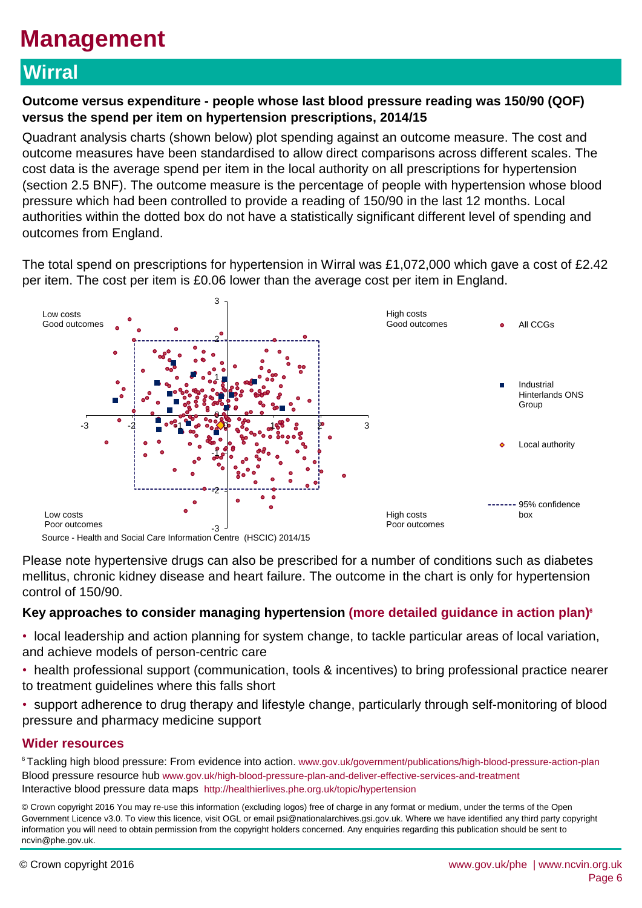# Management

## Wirral

### Outcome versus expenditure - people whose last blood pressure reading was 150/90 (QOF) versus the spend per item on hypertension prescriptions, 2014/15

Quadrant analysis charts (shown below) plot spending against an outcome measure. The cost and outcome measures have been standardised to allow direct comparisons across different scales. The cost data is the average spend per item in the local authority on all prescriptions for hypertension (section 2.5 BNF). The outcome measure is the percentage of people with hypertension whose blood pressure which had been controlled to provide a reading of 150/90 in the last 12 months. Local authorities within the dotted box do not have a statistically significant different level of spending and outcomes from England.

The total spend on prescriptions for hypertension in Wirral was £1,072,000 which gave a cost of £2.42 per item. The cost per item is £0.06 lower than the average cost per item in England.

Low costs
Good outcomes

High costs
Good outcomes

Low costs
Poor outcomes

High costs
Poor outcomes

3
2
1
0
-1
-2
-3

-3 -2 -1 1 2 3

All CCGs

Industrial Hinterlands ONS Group

Local authority

95% confidence box

Source - Health and Social Care Information Centre (HSCIC) 2014/15

Please note hypertensive drugs can also be prescribed for a number of conditions such as diabetes mellitus, chronic kidney disease and heart failure. The outcome in the chart is only for hypertension control of 150/90.

### Key approaches to consider managing hypertension (more detailed guidance in action plan)[6]

- local leadership and action planning for system change, to tackle particular areas of local variation, and achieve models of person-centric care
- health professional support (communication, tools & incentives) to bring professional practice nearer to treatment guidelines where this falls short
- support adherence to drug therapy and lifestyle change, particularly through self-monitoring of blood pressure and pharmacy medicine support

### Wider resources

[6] Tackling high blood pressure: From evidence into action. www.gov.uk/government/publications/high-blood-pressure-action-plan
Blood pressure resource hub www.gov.uk/high-blood-pressure-plan-and-deliver-effective-services-and-treatment
Interactive blood pressure data maps http://healthierlives.phe.org.uk/topic/hypertension

© Crown copyright 2016 You may re-use this information (excluding logos) free of charge in any format or medium, under the terms of the Open Government Licence v3.0. To view this licence, visit OGL or email psi@nationalarchives.gsi.gov.uk. Where we have identified any third party copyright information you will need to obtain permission from the copyright holders concerned. Any enquiries regarding this publication should be sent to ncvin@phe.gov.uk.

© Crown copyright 2016

www.gov.uk/phe | www.ncvin.org.uk